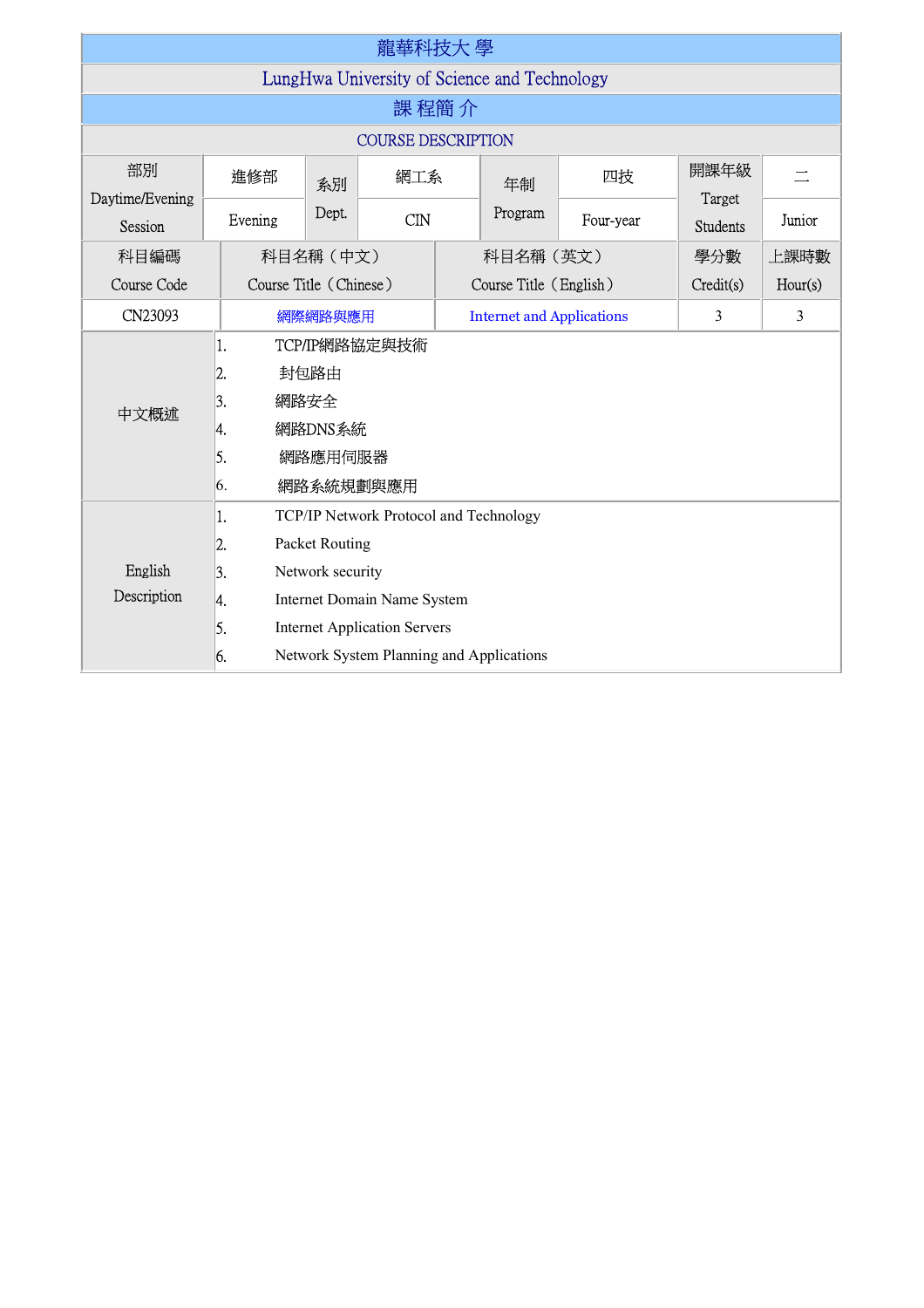# 龍華科技大 學

## LungHwa University of Science and Technology

## 課 程簡 介

## COURSE DESCRIPTION

| 部別 Daytime/Evening Session | 進修部 Evening | 系別 Dept. | 網工系 CIN | 年制 Program | 四技 Four-year | 開課年級 Target Students | 二 Junior |
|---|---|---|---|---|---|---|---|

| 科目編碼 Course Code | 科目名稱（中文） Course Title（Chinese） | 科目名稱（英文） Course Title（English） | 學分數 Credit(s) | 上課時數 Hour(s) |
|---|---|---|---|---|
| CN23093 | 網際網路與應用 | Internet and Applications | 3 | 3 |

| | |
|---|---|
| 中文概述 | 1. TCP/IP網路協定與技術<br>2. 封包路由<br>3. 網路安全<br>4. 網路DNS系統<br>5. 網路應用伺服器<br>6. 網路系統規劃與應用 |
| English Description | 1. TCP/IP Network Protocol and Technology<br>2. Packet Routing<br>3. Network security<br>4. Internet Domain Name System<br>5. Internet Application Servers<br>6. Network System Planning and Applications |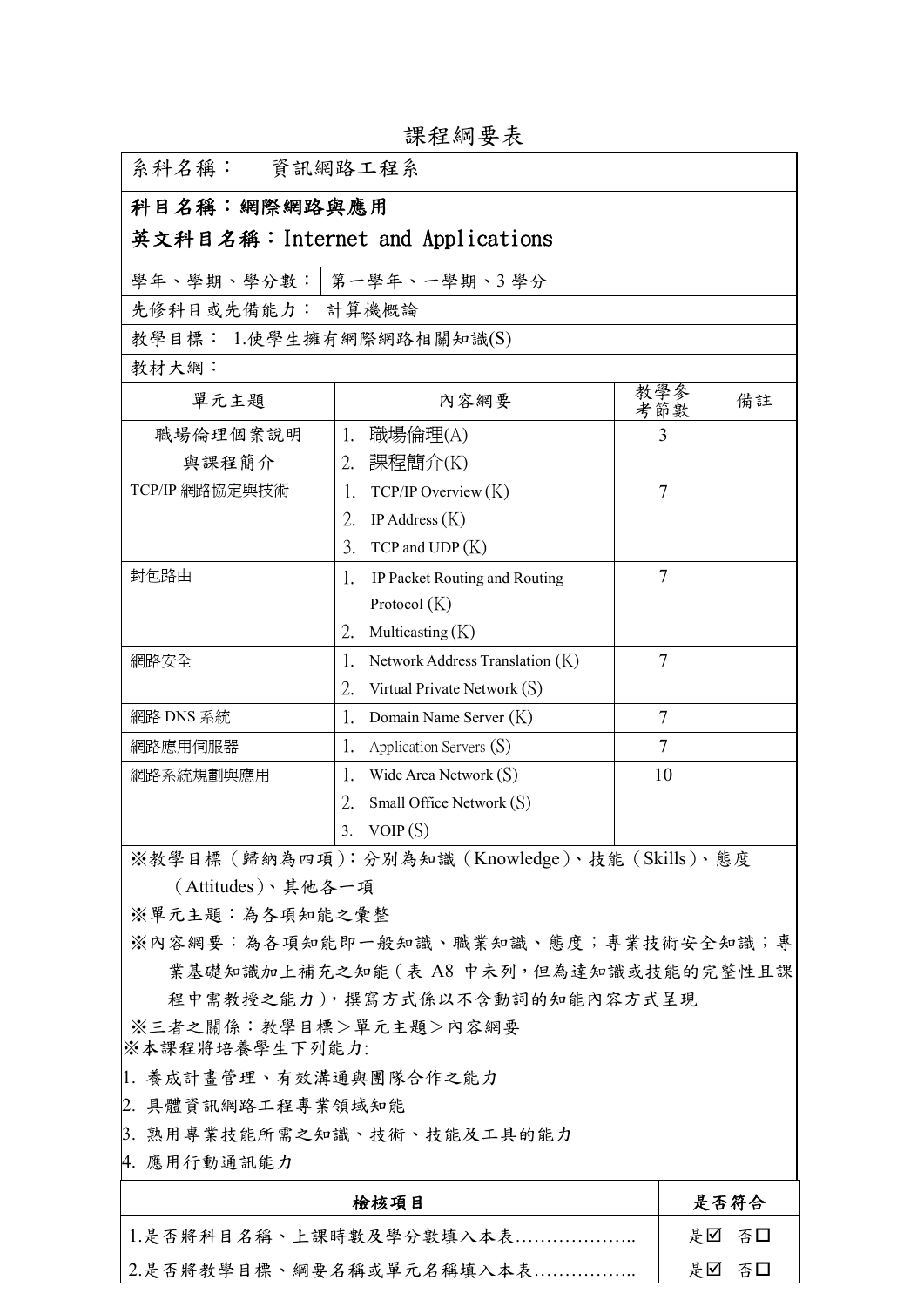# 課程綱要表

系科名稱： 資訊網路工程系

**科目名稱：網際網路與應用**

**英文科目名稱：Internet and Applications**

| 學年、學期、學分數： | 第一學年、一學期、3 學分 |
|---|---|

先修科目或先備能力： 計算機概論

教學目標： 1.使學生擁有網際網路相關知識(S)

教材大綱：

| 單元主題 | 內容網要 | 教學參考節數 | 備註 |
|---|---|---|---|
| 職場倫理個案說明與課程簡介 | 1. 職場倫理(A)<br>2. 課程簡介(K) | 3 | |
| TCP/IP 網路協定與技術 | 1. TCP/IP Overview (K)<br>2. IP Address (K)<br>3. TCP and UDP (K) | 7 | |
| 封包路由 | 1. IP Packet Routing and Routing Protocol (K)<br>2. Multicasting (K) | 7 | |
| 網路安全 | 1. Network Address Translation (K)<br>2. Virtual Private Network (S) | 7 | |
| 網路 DNS 系統 | 1. Domain Name Server (K) | 7 | |
| 網路應用伺服器 | 1. Application Servers (S) | 7 | |
| 網路系統規劃與應用 | 1. Wide Area Network (S)<br>2. Small Office Network (S)<br>3. VOIP (S) | 10 | |

※教學目標（歸納為四項）：分別為知識（Knowledge）、技能（Skills）、態度（Attitudes）、其他各一項

※單元主題：為各項知能之彙整

※內容網要：為各項知能即一般知識、職業知識、態度；專業技術安全知識；專業基礎知識加上補充之知能（表 A8 中未列，但為達知識或技能的完整性且課程中需教授之能力），撰寫方式係以不含動詞的知能內容方式呈現

※三者之關係：教學目標＞單元主題＞內容網要

※本課程將培養學生下列能力:

1. 養成計畫管理、有效溝通與團隊合作之能力
2. 具體資訊網路工程專業領域知能
3. 熟用專業技能所需之知識、技術、技能及工具的能力
4. 應用行動通訊能力

| **檢核項目** | **是否符合** |
|---|---|
| 1.是否將科目名稱、上課時數及學分數填入本表……………….. | 是☑ 否☐ |
| 2.是否將教學目標、網要名稱或單元名稱填入本表…………….. | 是☑ 否☐ |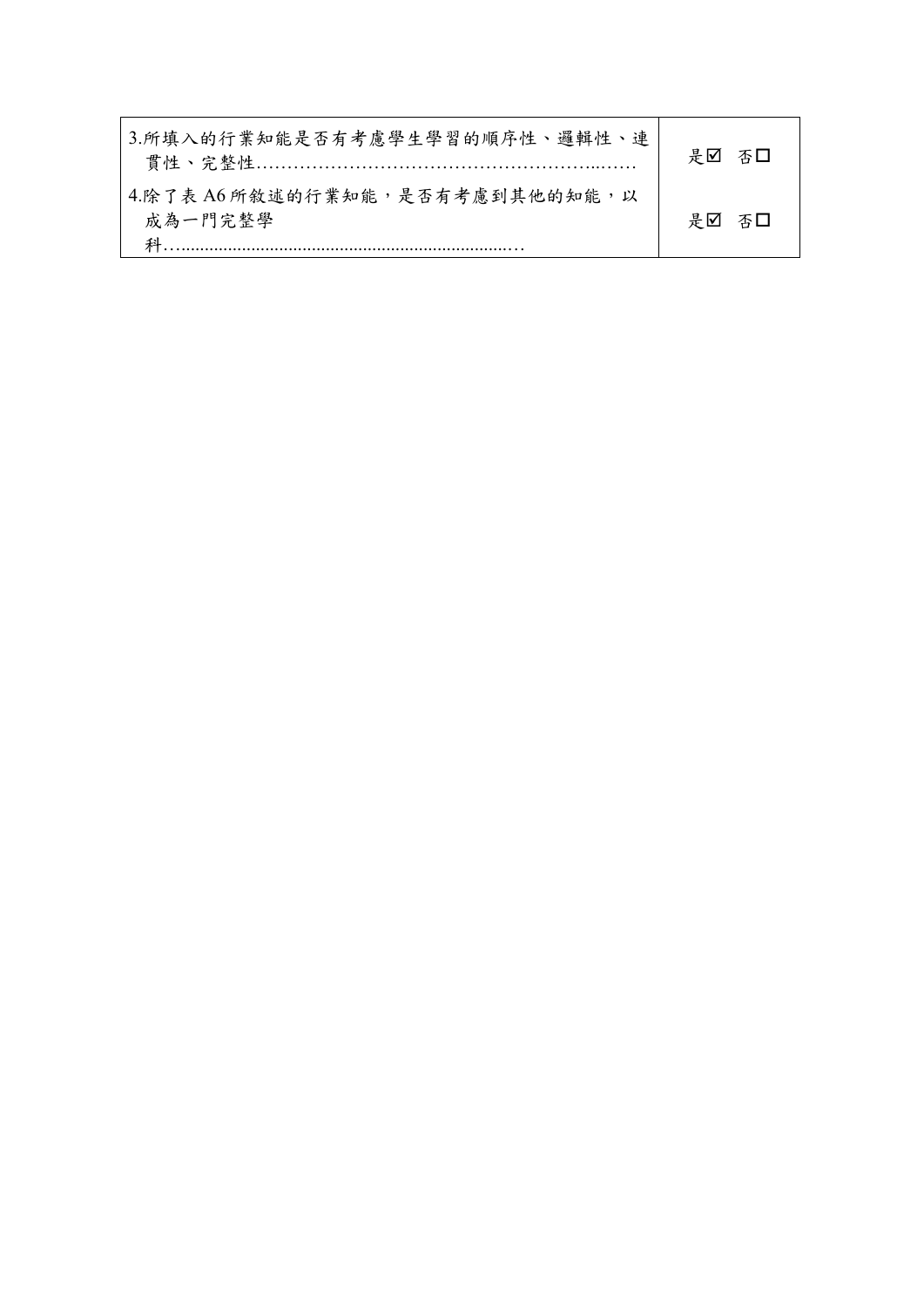| | |
|---|---|
| 3.所填入的行業知能是否有考慮學生學習的順序性、邏輯性、連貫性、完整性…………………………………………………...…… | 是☑ 否☐ |
| 4.除了表 A6 所敘述的行業知能，是否有考慮到其他的知能，以成為一門完整學科….................................................................… | 是☑ 否☐ |